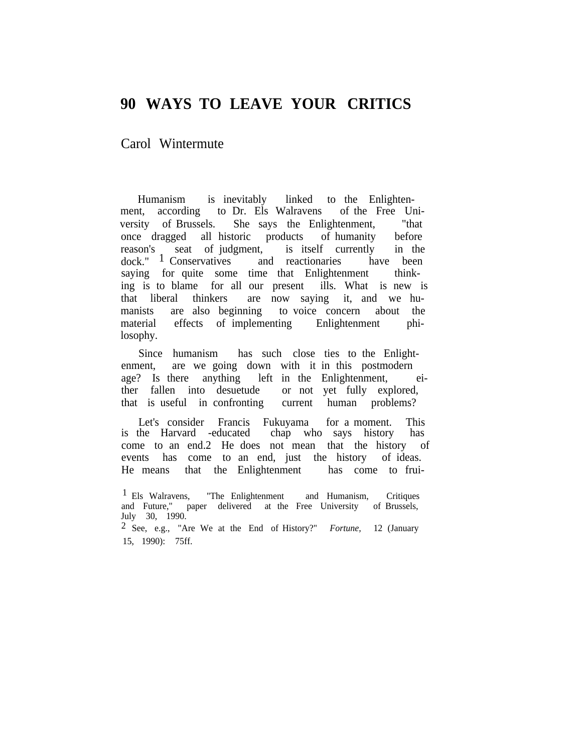# 90 WAYS TO LEAVE YOUR CRITICS

Carol Wintermute

Humanism is inevitably linked to the Enlightenment, according to Dr. Els Walravens of the Free University of Brussels. She says the Enlightenment, "that once dragged all historic products of humanity before reason's seat of judgment, is itself currently in the dock."[1] Conservatives and reactionaries have been saying for quite some time that Enlightenment thinking is to blame for all our present ills. What is new is that liberal thinkers are now saying it, and we humanists are also beginning to voice concern about the material effects of implementing Enlightenment philosophy.

Since humanism has such close ties to the Enlightenment, are we going down with it in this postmodern age? Is there anything left in the Enlightenment, either fallen into desuetude or not yet fully explored, that is useful in confronting current human problems?

Let's consider Francis Fukuyama for a moment. This is the Harvard -educated chap who says history has come to an end.[2] He does not mean that the history of events has come to an end, just the history of ideas. He means that the Enlightenment has come to frui-

[1] Els Walravens, "The Enlightenment and Humanism, Critiques and Future," paper delivered at the Free University of Brussels, July 30, 1990.

[2] See, e.g., "Are We at the End of History?" *Fortune,* 12 (January 15, 1990): 75ff.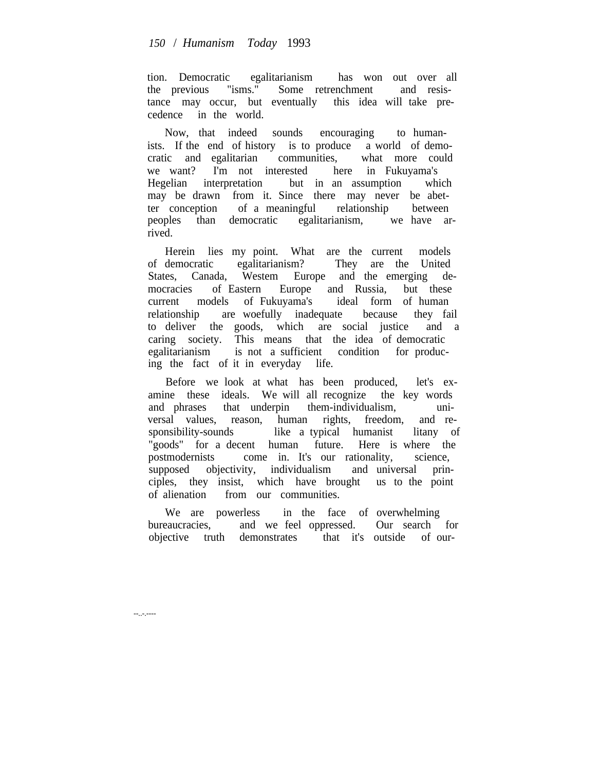tion. Democratic egalitarianism has won out over all the previous "isms." Some retrenchment and resistance may occur, but eventually this idea will take precedence in the world.

Now, that indeed sounds encouraging to humanists. If the end of history is to produce a world of democratic and egalitarian communities, what more could we want? I'm not interested here in Fukuyama's Hegelian interpretation but in an assumption which may be drawn from it. Since there may never be a better conception of a meaningful relationship between peoples than democratic egalitarianism, we have arrived.

Herein lies my point. What are the current models of democratic egalitarianism? They are the United States, Canada, Westem Europe and the emerging democracies of Eastern Europe and Russia, but these current models of Fukuyama's ideal form of human relationship are woefully inadequate because they fail to deliver the goods, which are social justice and a caring society. This means that the idea of democratic egalitarianism is not a sufficient condition for producing the fact of it in everyday life.

Before we look at what has been produced, let's examine these ideals. We will all recognize the key words and phrases that underpin them-individualism, universal values, reason, human rights, freedom, and responsibility-sounds like a typical humanist litany of "goods" for a decent human future. Here is where the postmodernists come in. It's our rationality, science, supposed objectivity, individualism and universal principles, they insist, which have brought us to the point of alienation from our communities.

We are powerless in the face of overwhelming bureaucracies, and we feel oppressed. Our search for objective truth demonstrates that it's outside of our-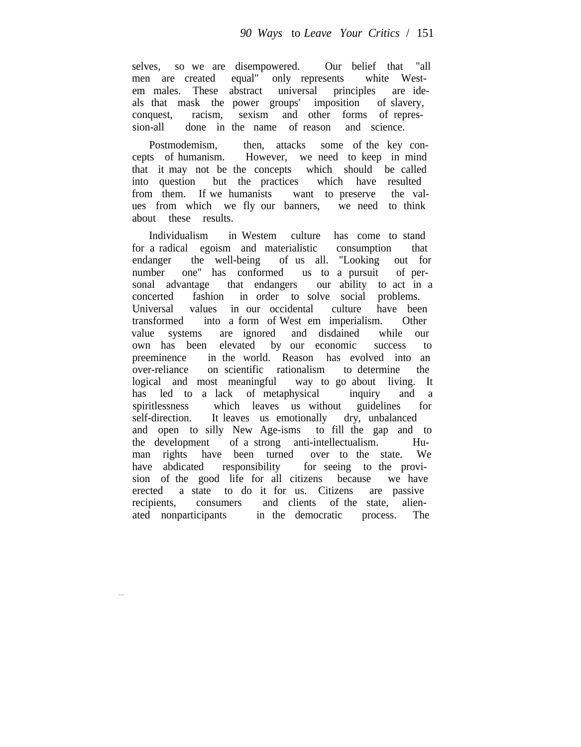selves, so we are disempowered. Our belief that "all men are created equal" only represents white Western males. These abstract universal principles are ideals that mask the power groups' imposition of slavery, conquest, racism, sexism and other forms of repression-all done in the name of reason and science.

Postmodemism, then, attacks some of the key concepts of humanism. However, we need to keep in mind that it may not be the concepts which should be called into question but the practices which have resulted from them. If we humanists want to preserve the values from which we fly our banners, we need to think about these results.

Individualism in Westem culture has come to stand for a radical egoism and materialistic consumption that endanger the well-being of us all. "Looking out for number one" has conformed us to a pursuit of personal advantage that endangers our ability to act in a concerted fashion in order to solve social problems. Universal values in our occidental culture have been transformed into a form of West em imperialism. Other value systems are ignored and disdained while our own has been elevated by our economic success to preeminence in the world. Reason has evolved into an over-reliance on scientific rationalism to determine the logical and most meaningful way to go about living. It has led to a lack of metaphysical inquiry and a spiritlessness which leaves us without guidelines for self-direction. It leaves us emotionally dry, unbalanced and open to silly New Age-isms to fill the gap and to the development of a strong anti-intellectualism. Human rights have been turned over to the state. We have abdicated responsibility for seeing to the provision of the good life for all citizens because we have erected a state to do it for us. Citizens are passive recipients, consumers and clients of the state, alienated nonparticipants in the democratic process. The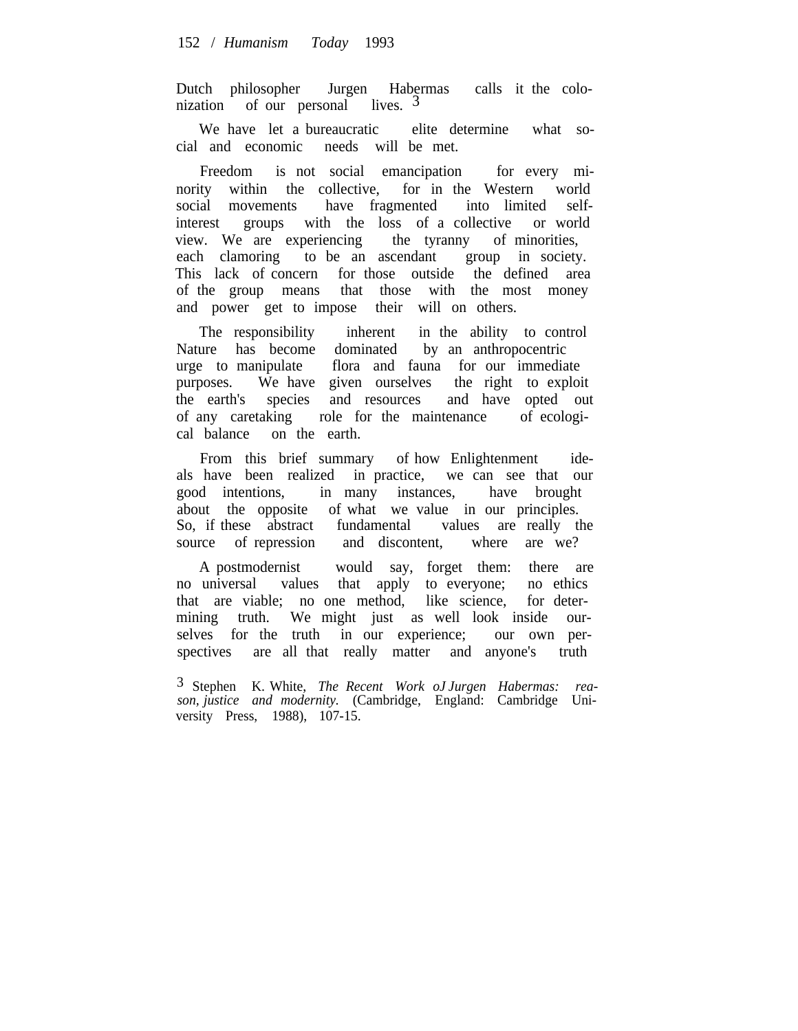Dutch philosopher Jurgen Habermas calls it the colonization of our personal lives.[3]

We have let a bureaucratic elite determine what social and economic needs will be met.

Freedom is not social emancipation for every minority within the collective, for in the Western world social movements have fragmented into limited self-interest groups with the loss of a collective or world view. We are experiencing the tyranny of minorities, each clamoring to be an ascendant group in society. This lack of concern for those outside the defined area of the group means that those with the most money and power get to impose their will on others.

The responsibility inherent in the ability to control Nature has become dominated by an anthropocentric urge to manipulate flora and fauna for our immediate purposes. We have given ourselves the right to exploit the earth's species and resources and have opted out of any caretaking role for the maintenance of ecological balance on the earth.

From this brief summary of how Enlightenment ideals have been realized in practice, we can see that our good intentions, in many instances, have brought about the opposite of what we value in our principles. So, if these abstract fundamental values are really the source of repression and discontent, where are we?

A postmodernist would say, forget them: there are no universal values that apply to everyone; no ethics that are viable; no one method, like science, for determining truth. We might just as well look inside ourselves for the truth in our experience; our own perspectives are all that really matter and anyone's truth

[3] Stephen K. White, *The Recent Work oJ Jurgen Habermas: reason, justice and modernity.* (Cambridge, England: Cambridge University Press, 1988), 107-15.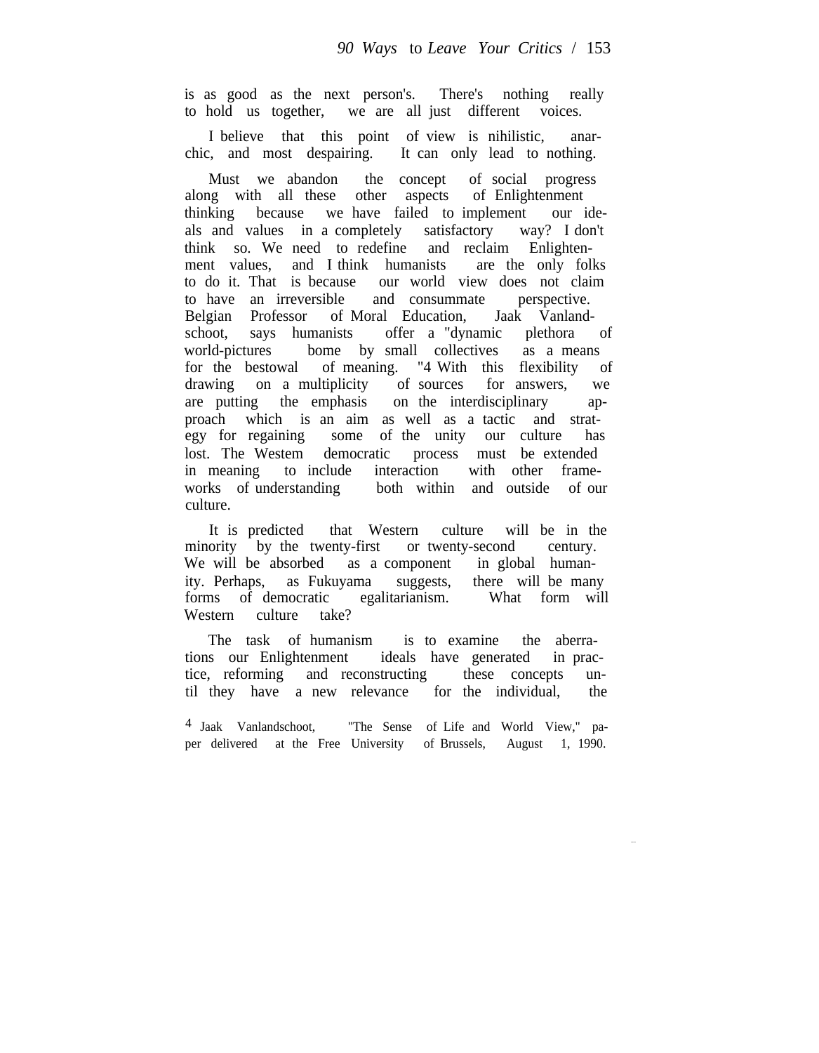is as good as the next person's. There's nothing really to hold us together, we are all just different voices.

I believe that this point of view is nihilistic, anarchic, and most despairing. It can only lead to nothing.

Must we abandon the concept of social progress along with all these other aspects of Enlightenment thinking because we have failed to implement our ideals and values in a completely satisfactory way? I don't think so. We need to redefine and reclaim Enlightenment values, and I think humanists are the only folks to do it. That is because our world view does not claim to have an irreversible and consummate perspective. Belgian Professor of Moral Education, Jaak Vanlandschoot, says humanists offer a "dynamic plethora of world-pictures bome by small collectives as a means for the bestowal of meaning."[4] With this flexibility of drawing on a multiplicity of sources for answers, we are putting the emphasis on the interdisciplinary approach which is an aim as well as a tactic and strategy for regaining some of the unity our culture has lost. The Westem democratic process must be extended in meaning to include interaction with other frameworks of understanding both within and outside of our culture.

It is predicted that Western culture will be in the minority by the twenty-first or twenty-second century. We will be absorbed as a component in global humanity. Perhaps, as Fukuyama suggests, there will be many forms of democratic egalitarianism. What form will Western culture take?

The task of humanism is to examine the aberrations our Enlightenment ideals have generated in practice, reforming and reconstructing these concepts until they have a new relevance for the individual, the

[4] Jaak Vanlandschoot, "The Sense of Life and World View," paper delivered at the Free University of Brussels, August 1, 1990.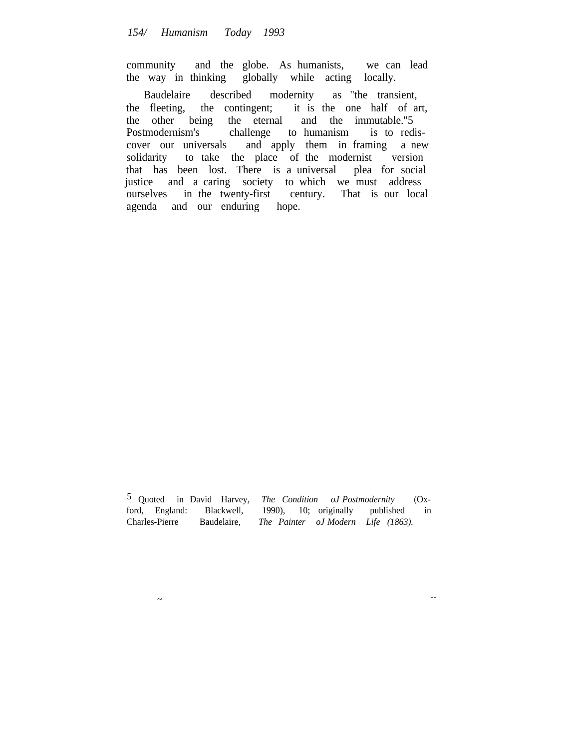community and the globe. As humanists, we can lead the way in thinking globally while acting locally.

Baudelaire described modernity as "the transient, the fleeting, the contingent; it is the one half of art, the other being the eternal and the immutable."[5] Postmodernism's challenge to humanism is to rediscover our universals and apply them in framing a new solidarity to take the place of the modernist version that has been lost. There is a universal plea for social justice and a caring society to which we must address ourselves in the twenty-first century. That is our local agenda and our enduring hope.

[5] Quoted in David Harvey, *The Condition oJ Postmodernity* (Oxford, England: Blackwell, 1990), 10; originally published in Charles-Pierre Baudelaire, *The Painter oJ Modern Life (1863).*